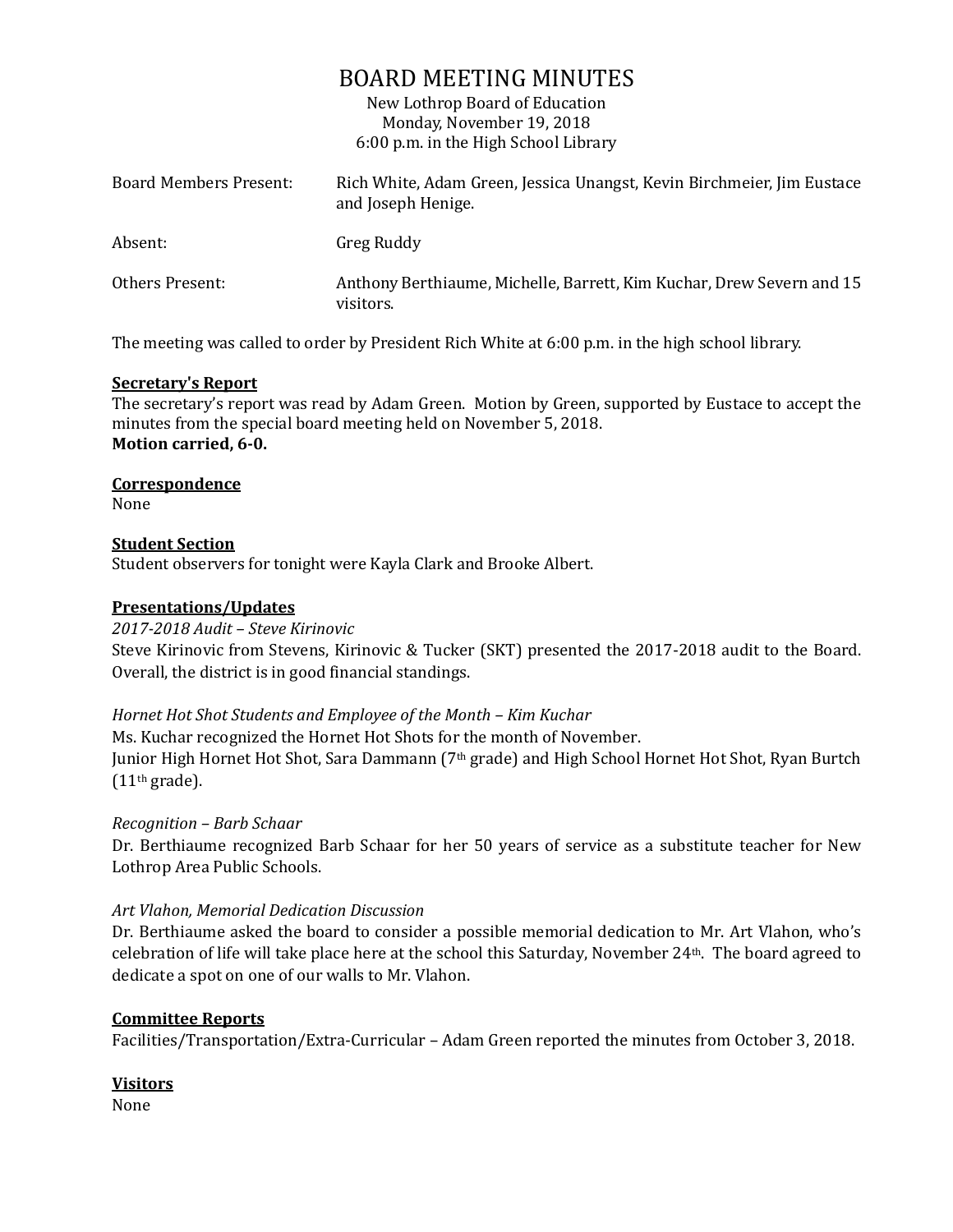# BOARD MEETING MINUTES

New Lothrop Board of Education
Monday, November 19, 2018
6:00 p.m. in the High School Library

| | |
|---|---|
| Board Members Present: | Rich White, Adam Green, Jessica Unangst, Kevin Birchmeier, Jim Eustace and Joseph Henige. |
| Absent: | Greg Ruddy |
| Others Present: | Anthony Berthiaume, Michelle, Barrett, Kim Kuchar, Drew Severn and 15 visitors. |

The meeting was called to order by President Rich White at 6:00 p.m. in the high school library.

**Secretary's Report**

The secretary's report was read by Adam Green. Motion by Green, supported by Eustace to accept the minutes from the special board meeting held on November 5, 2018.
**Motion carried, 6-0.**

**Correspondence**

None

**Student Section**

Student observers for tonight were Kayla Clark and Brooke Albert.

**Presentations/Updates**

*2017-2018 Audit – Steve Kirinovic*

Steve Kirinovic from Stevens, Kirinovic & Tucker (SKT) presented the 2017-2018 audit to the Board. Overall, the district is in good financial standings.

*Hornet Hot Shot Students and Employee of the Month – Kim Kuchar*

Ms. Kuchar recognized the Hornet Hot Shots for the month of November.
Junior High Hornet Hot Shot, Sara Dammann (7th grade) and High School Hornet Hot Shot, Ryan Burtch (11th grade).

*Recognition – Barb Schaar*

Dr. Berthiaume recognized Barb Schaar for her 50 years of service as a substitute teacher for New Lothrop Area Public Schools.

*Art Vlahon, Memorial Dedication Discussion*

Dr. Berthiaume asked the board to consider a possible memorial dedication to Mr. Art Vlahon, who's celebration of life will take place here at the school this Saturday, November 24th. The board agreed to dedicate a spot on one of our walls to Mr. Vlahon.

**Committee Reports**

Facilities/Transportation/Extra-Curricular – Adam Green reported the minutes from October 3, 2018.

**Visitors**

None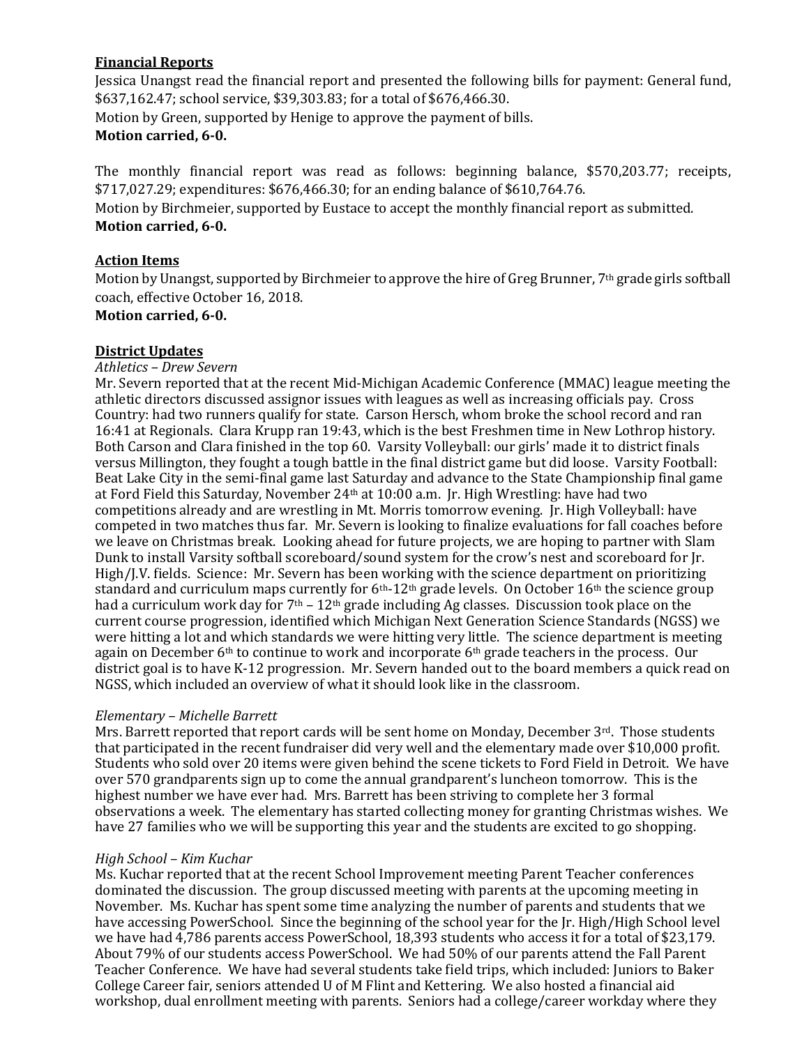**Financial Reports**

Jessica Unangst read the financial report and presented the following bills for payment: General fund, $637,162.47; school service, $39,303.83; for a total of $676,466.30.

Motion by Green, supported by Henige to approve the payment of bills.

**Motion carried, 6-0.**

The monthly financial report was read as follows: beginning balance, $570,203.77; receipts, $717,027.29; expenditures: $676,466.30; for an ending balance of $610,764.76.

Motion by Birchmeier, supported by Eustace to accept the monthly financial report as submitted.

**Motion carried, 6-0.**

**Action Items**

Motion by Unangst, supported by Birchmeier to approve the hire of Greg Brunner, 7th grade girls softball coach, effective October 16, 2018.

**Motion carried, 6-0.**

**District Updates**

*Athletics – Drew Severn*

Mr. Severn reported that at the recent Mid-Michigan Academic Conference (MMAC) league meeting the athletic directors discussed assignor issues with leagues as well as increasing officials pay. Cross Country: had two runners qualify for state. Carson Hersch, whom broke the school record and ran 16:41 at Regionals. Clara Krupp ran 19:43, which is the best Freshmen time in New Lothrop history. Both Carson and Clara finished in the top 60. Varsity Volleyball: our girls' made it to district finals versus Millington, they fought a tough battle in the final district game but did loose. Varsity Football: Beat Lake City in the semi-final game last Saturday and advance to the State Championship final game at Ford Field this Saturday, November 24th at 10:00 a.m. Jr. High Wrestling: have had two competitions already and are wrestling in Mt. Morris tomorrow evening. Jr. High Volleyball: have competed in two matches thus far. Mr. Severn is looking to finalize evaluations for fall coaches before we leave on Christmas break. Looking ahead for future projects, we are hoping to partner with Slam Dunk to install Varsity softball scoreboard/sound system for the crow's nest and scoreboard for Jr. High/J.V. fields. Science: Mr. Severn has been working with the science department on prioritizing standard and curriculum maps currently for 6th-12th grade levels. On October 16th the science group had a curriculum work day for 7th – 12th grade including Ag classes. Discussion took place on the current course progression, identified which Michigan Next Generation Science Standards (NGSS) we were hitting a lot and which standards we were hitting very little. The science department is meeting again on December 6th to continue to work and incorporate 6th grade teachers in the process. Our district goal is to have K-12 progression. Mr. Severn handed out to the board members a quick read on NGSS, which included an overview of what it should look like in the classroom.

*Elementary – Michelle Barrett*

Mrs. Barrett reported that report cards will be sent home on Monday, December 3rd. Those students that participated in the recent fundraiser did very well and the elementary made over $10,000 profit. Students who sold over 20 items were given behind the scene tickets to Ford Field in Detroit. We have over 570 grandparents sign up to come the annual grandparent's luncheon tomorrow. This is the highest number we have ever had. Mrs. Barrett has been striving to complete her 3 formal observations a week. The elementary has started collecting money for granting Christmas wishes. We have 27 families who we will be supporting this year and the students are excited to go shopping.

*High School – Kim Kuchar*

Ms. Kuchar reported that at the recent School Improvement meeting Parent Teacher conferences dominated the discussion. The group discussed meeting with parents at the upcoming meeting in November. Ms. Kuchar has spent some time analyzing the number of parents and students that we have accessing PowerSchool. Since the beginning of the school year for the Jr. High/High School level we have had 4,786 parents access PowerSchool, 18,393 students who access it for a total of $23,179. About 79% of our students access PowerSchool. We had 50% of our parents attend the Fall Parent Teacher Conference. We have had several students take field trips, which included: Juniors to Baker College Career fair, seniors attended U of M Flint and Kettering. We also hosted a financial aid workshop, dual enrollment meeting with parents. Seniors had a college/career workday where they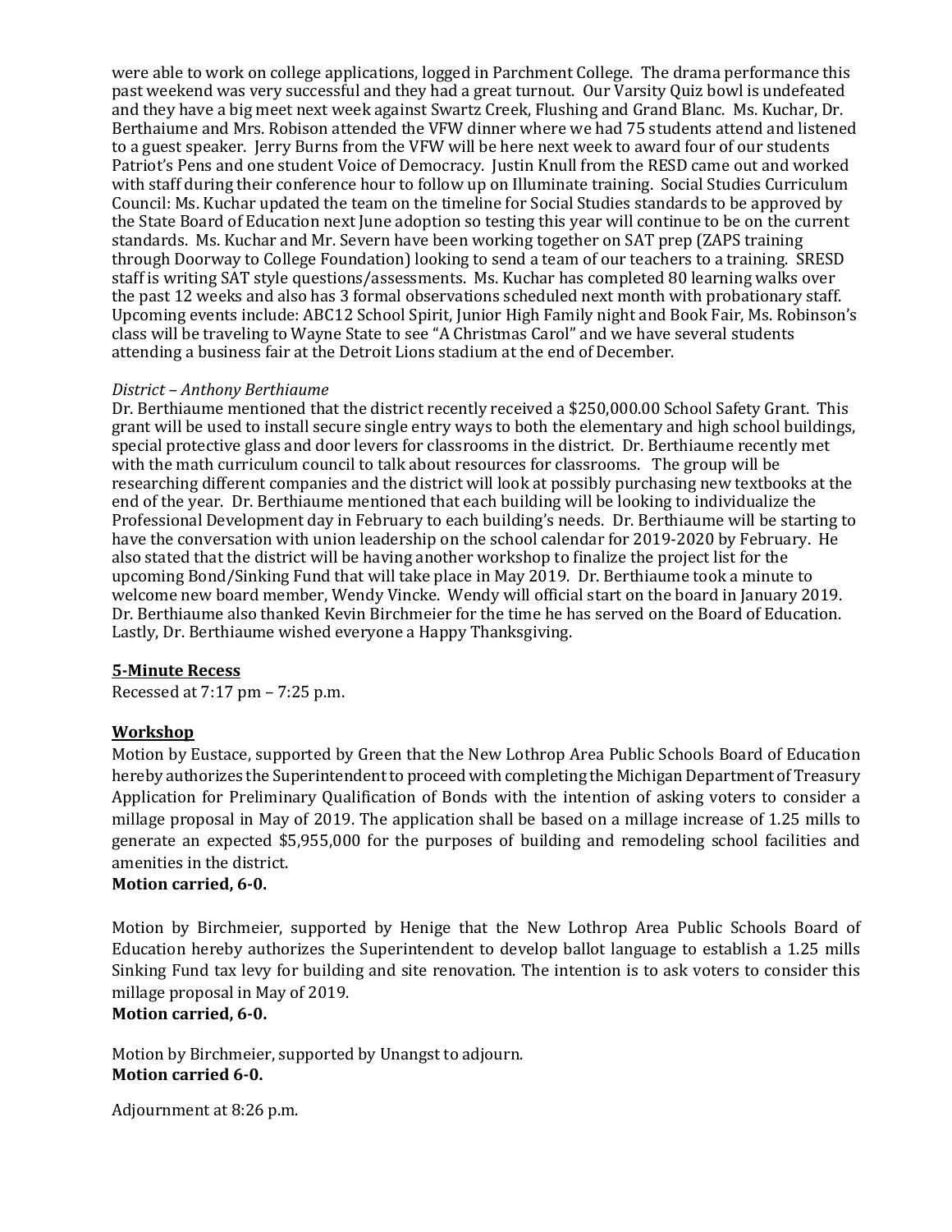were able to work on college applications, logged in Parchment College. The drama performance this past weekend was very successful and they had a great turnout. Our Varsity Quiz bowl is undefeated and they have a big meet next week against Swartz Creek, Flushing and Grand Blanc. Ms. Kuchar, Dr. Berthaiume and Mrs. Robison attended the VFW dinner where we had 75 students attend and listened to a guest speaker. Jerry Burns from the VFW will be here next week to award four of our students Patriot's Pens and one student Voice of Democracy. Justin Knull from the RESD came out and worked with staff during their conference hour to follow up on Illuminate training. Social Studies Curriculum Council: Ms. Kuchar updated the team on the timeline for Social Studies standards to be approved by the State Board of Education next June adoption so testing this year will continue to be on the current standards. Ms. Kuchar and Mr. Severn have been working together on SAT prep (ZAPS training through Doorway to College Foundation) looking to send a team of our teachers to a training. SRESD staff is writing SAT style questions/assessments. Ms. Kuchar has completed 80 learning walks over the past 12 weeks and also has 3 formal observations scheduled next month with probationary staff. Upcoming events include: ABC12 School Spirit, Junior High Family night and Book Fair, Ms. Robinson's class will be traveling to Wayne State to see "A Christmas Carol" and we have several students attending a business fair at the Detroit Lions stadium at the end of December.

*District – Anthony Berthiaume*

Dr. Berthiaume mentioned that the district recently received a $250,000.00 School Safety Grant. This grant will be used to install secure single entry ways to both the elementary and high school buildings, special protective glass and door levers for classrooms in the district. Dr. Berthiaume recently met with the math curriculum council to talk about resources for classrooms. The group will be researching different companies and the district will look at possibly purchasing new textbooks at the end of the year. Dr. Berthiaume mentioned that each building will be looking to individualize the Professional Development day in February to each building's needs. Dr. Berthiaume will be starting to have the conversation with union leadership on the school calendar for 2019-2020 by February. He also stated that the district will be having another workshop to finalize the project list for the upcoming Bond/Sinking Fund that will take place in May 2019. Dr. Berthiaume took a minute to welcome new board member, Wendy Vincke. Wendy will official start on the board in January 2019. Dr. Berthiaume also thanked Kevin Birchmeier for the time he has served on the Board of Education. Lastly, Dr. Berthiaume wished everyone a Happy Thanksgiving.

**5-Minute Recess**

Recessed at 7:17 pm – 7:25 p.m.

**Workshop**

Motion by Eustace, supported by Green that the New Lothrop Area Public Schools Board of Education hereby authorizes the Superintendent to proceed with completing the Michigan Department of Treasury Application for Preliminary Qualification of Bonds with the intention of asking voters to consider a millage proposal in May of 2019. The application shall be based on a millage increase of 1.25 mills to generate an expected $5,955,000 for the purposes of building and remodeling school facilities and amenities in the district.

**Motion carried, 6-0.**

Motion by Birchmeier, supported by Henige that the New Lothrop Area Public Schools Board of Education hereby authorizes the Superintendent to develop ballot language to establish a 1.25 mills Sinking Fund tax levy for building and site renovation. The intention is to ask voters to consider this millage proposal in May of 2019.

**Motion carried, 6-0.**

Motion by Birchmeier, supported by Unangst to adjourn.

**Motion carried 6-0.**

Adjournment at 8:26 p.m.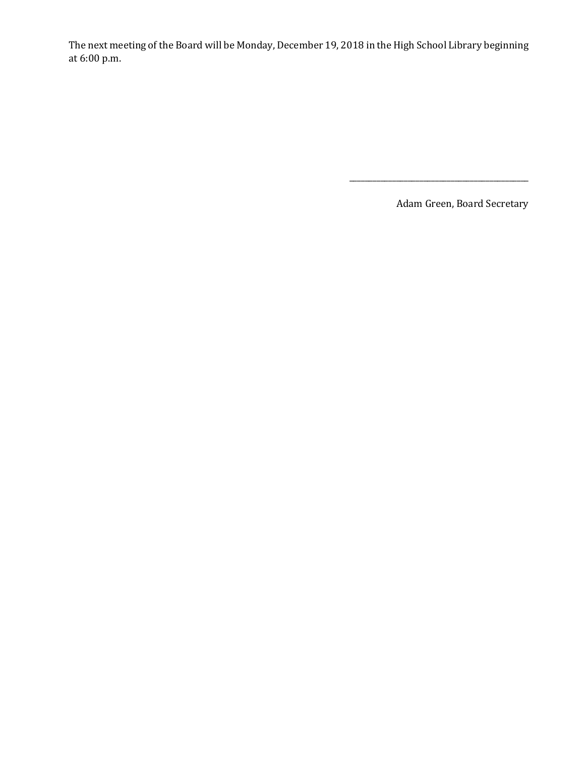The next meeting of the Board will be Monday, December 19, 2018 in the High School Library beginning at 6:00 p.m.

\_\_\_\_\_\_\_\_\_\_\_\_\_\_\_\_\_\_\_\_\_\_\_\_\_\_\_\_\_\_\_\_\_\_\_\_\_\_\_\_\_\_\_\_\_

Adam Green, Board Secretary